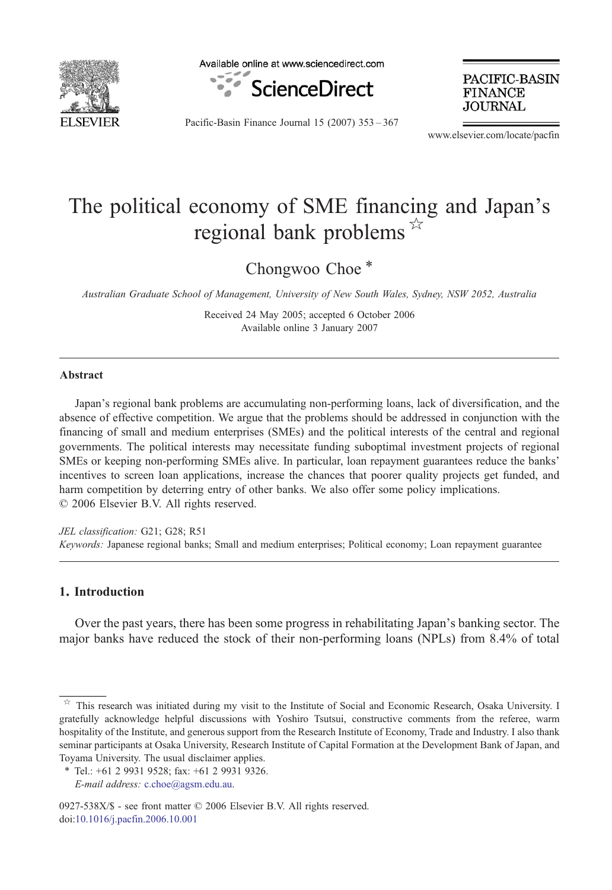# The political economy of SME financing and Japan's regional bank problems ☆

Chongwoo Choe *

*Australian Graduate School of Management, University of New South Wales, Sydney, NSW 2052, Australia*

Received 24 May 2005; accepted 6 October 2006
Available online 3 January 2007

## Abstract

Japan's regional bank problems are accumulating non-performing loans, lack of diversification, and the absence of effective competition. We argue that the problems should be addressed in conjunction with the financing of small and medium enterprises (SMEs) and the political interests of the central and regional governments. The political interests may necessitate funding suboptimal investment projects of regional SMEs or keeping non-performing SMEs alive. In particular, loan repayment guarantees reduce the banks' incentives to screen loan applications, increase the chances that poorer quality projects get funded, and harm competition by deterring entry of other banks. We also offer some policy implications.
© 2006 Elsevier B.V. All rights reserved.

*JEL classification:* G21; G28; R51
*Keywords:* Japanese regional banks; Small and medium enterprises; Political economy; Loan repayment guarantee

## 1. Introduction

Over the past years, there has been some progress in rehabilitating Japan's banking sector. The major banks have reduced the stock of their non-performing loans (NPLs) from 8.4% of total

---

☆ This research was initiated during my visit to the Institute of Social and Economic Research, Osaka University. I gratefully acknowledge helpful discussions with Yoshiro Tsutsui, constructive comments from the referee, warm hospitality of the Institute, and generous support from the Research Institute of Economy, Trade and Industry. I also thank seminar participants at Osaka University, Research Institute of Capital Formation at the Development Bank of Japan, and Toyama University. The usual disclaimer applies.

\* Tel.: +61 2 9931 9528; fax: +61 2 9931 9326.
*E-mail address:* c.choe@agsm.edu.au.

0927-538X/$ - see front matter © 2006 Elsevier B.V. All rights reserved.
doi:10.1016/j.pacfin.2006.10.001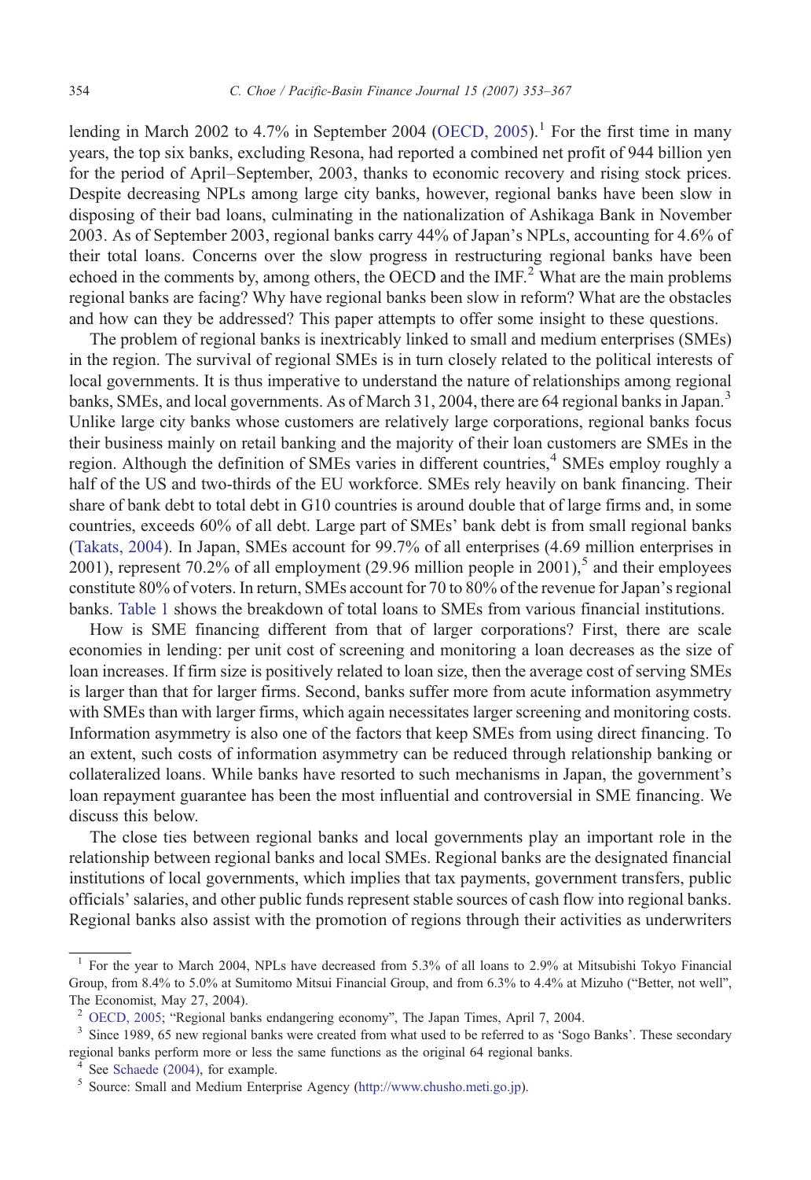lending in March 2002 to 4.7% in September 2004 (OECD, 2005).[1] For the first time in many years, the top six banks, excluding Resona, had reported a combined net profit of 944 billion yen for the period of April–September, 2003, thanks to economic recovery and rising stock prices. Despite decreasing NPLs among large city banks, however, regional banks have been slow in disposing of their bad loans, culminating in the nationalization of Ashikaga Bank in November 2003. As of September 2003, regional banks carry 44% of Japan's NPLs, accounting for 4.6% of their total loans. Concerns over the slow progress in restructuring regional banks have been echoed in the comments by, among others, the OECD and the IMF.[2] What are the main problems regional banks are facing? Why have regional banks been slow in reform? What are the obstacles and how can they be addressed? This paper attempts to offer some insight to these questions.

The problem of regional banks is inextricably linked to small and medium enterprises (SMEs) in the region. The survival of regional SMEs is in turn closely related to the political interests of local governments. It is thus imperative to understand the nature of relationships among regional banks, SMEs, and local governments. As of March 31, 2004, there are 64 regional banks in Japan.[3] Unlike large city banks whose customers are relatively large corporations, regional banks focus their business mainly on retail banking and the majority of their loan customers are SMEs in the region. Although the definition of SMEs varies in different countries,[4] SMEs employ roughly a half of the US and two-thirds of the EU workforce. SMEs rely heavily on bank financing. Their share of bank debt to total debt in G10 countries is around double that of large firms and, in some countries, exceeds 60% of all debt. Large part of SMEs' bank debt is from small regional banks (Takats, 2004). In Japan, SMEs account for 99.7% of all enterprises (4.69 million enterprises in 2001), represent 70.2% of all employment (29.96 million people in 2001),[5] and their employees constitute 80% of voters. In return, SMEs account for 70 to 80% of the revenue for Japan's regional banks. Table 1 shows the breakdown of total loans to SMEs from various financial institutions.

How is SME financing different from that of larger corporations? First, there are scale economies in lending: per unit cost of screening and monitoring a loan decreases as the size of loan increases. If firm size is positively related to loan size, then the average cost of serving SMEs is larger than that for larger firms. Second, banks suffer more from acute information asymmetry with SMEs than with larger firms, which again necessitates larger screening and monitoring costs. Information asymmetry is also one of the factors that keep SMEs from using direct financing. To an extent, such costs of information asymmetry can be reduced through relationship banking or collateralized loans. While banks have resorted to such mechanisms in Japan, the government's loan repayment guarantee has been the most influential and controversial in SME financing. We discuss this below.

The close ties between regional banks and local governments play an important role in the relationship between regional banks and local SMEs. Regional banks are the designated financial institutions of local governments, which implies that tax payments, government transfers, public officials' salaries, and other public funds represent stable sources of cash flow into regional banks. Regional banks also assist with the promotion of regions through their activities as underwriters

---

[1] For the year to March 2004, NPLs have decreased from 5.3% of all loans to 2.9% at Mitsubishi Tokyo Financial Group, from 8.4% to 5.0% at Sumitomo Mitsui Financial Group, and from 6.3% to 4.4% at Mizuho ("Better, not well", The Economist, May 27, 2004).

[2] OECD, 2005; "Regional banks endangering economy", The Japan Times, April 7, 2004.

[3] Since 1989, 65 new regional banks were created from what used to be referred to as 'Sogo Banks'. These secondary regional banks perform more or less the same functions as the original 64 regional banks.

[4] See Schaede (2004), for example.

[5] Source: Small and Medium Enterprise Agency (http://www.chusho.meti.go.jp).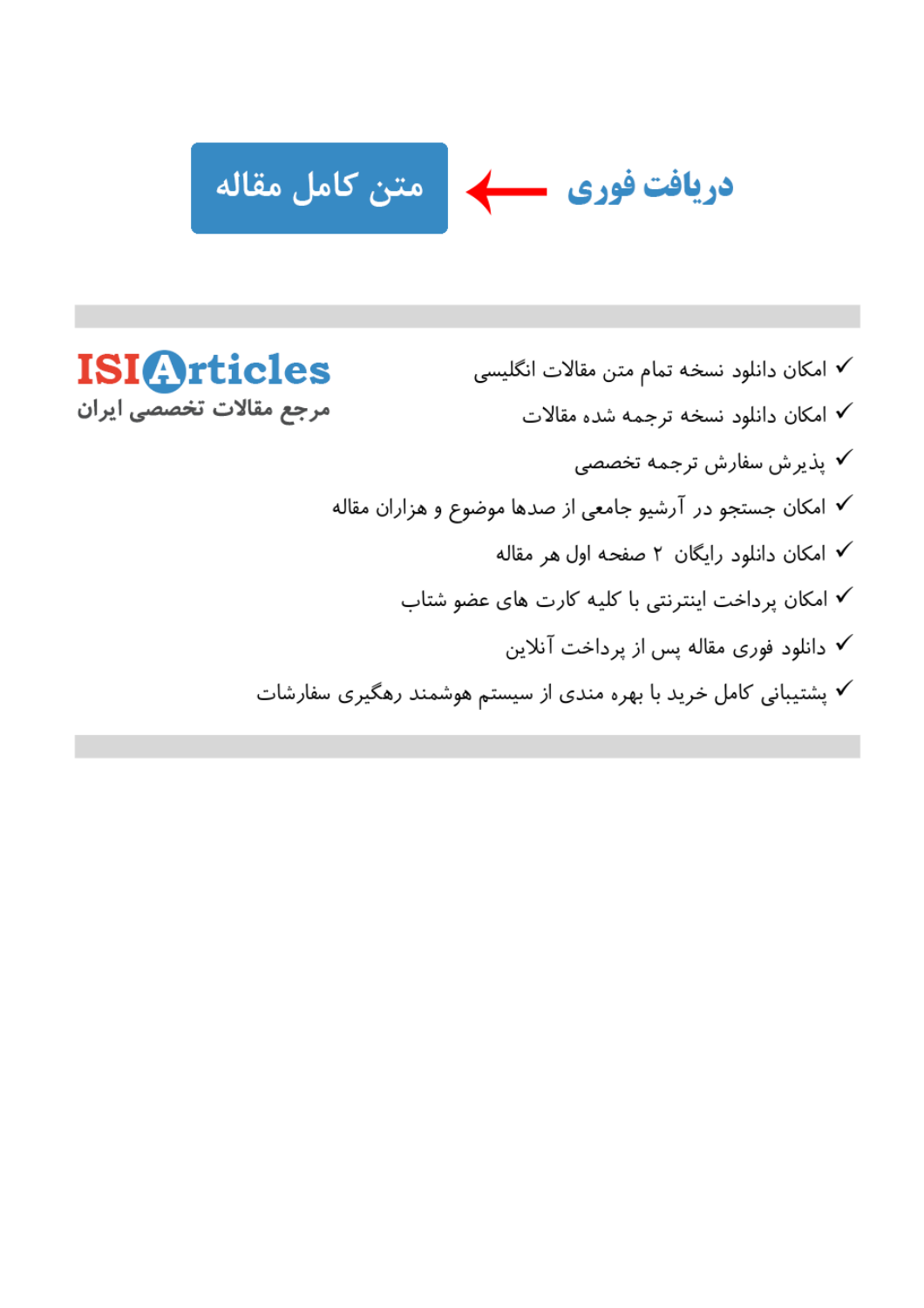دریافت فوری ← متن کامل مقاله

**ISIArticles**
مرجع مقالات تخصصی ایران

- ✓ امکان دانلود نسخه تمام متن مقالات انگلیسی
- ✓ امکان دانلود نسخه ترجمه شده مقالات
- ✓ پذیرش سفارش ترجمه تخصصی
- ✓ امکان جستجو در آرشیو جامعی از صدها موضوع و هزاران مقاله
- ✓ امکان دانلود رایگان ۲ صفحه اول هر مقاله
- ✓ امکان پرداخت اینترنتی با کلیه کارت های عضو شتاب
- ✓ دانلود فوری مقاله پس از پرداخت آنلاین
- ✓ پشتیبانی کامل خرید با بهره مندی از سیستم هوشمند رهگیری سفارشات